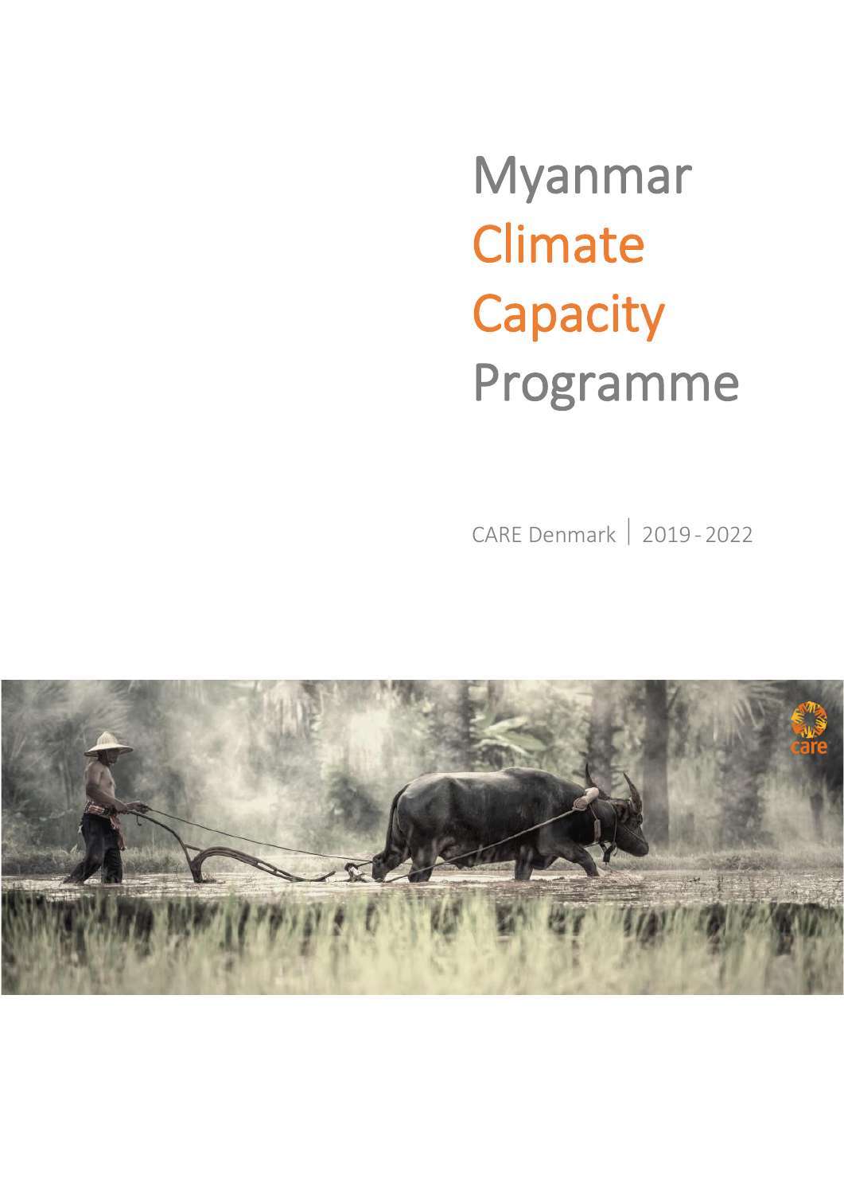# Myanmar Climate Capacity Programme

CARE Denmark | 2019 - 2022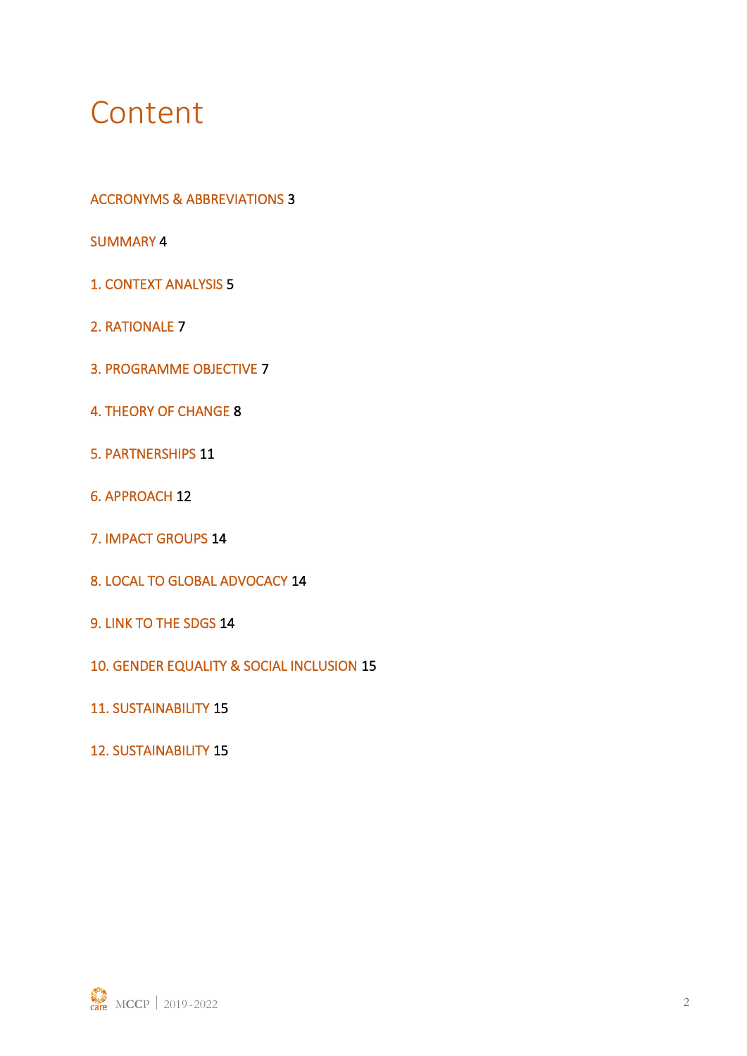# Content

ACCRONYMS & ABBREVIATIONS 3

SUMMARY 4

1. CONTEXT ANALYSIS 5

2. RATIONALE 7

3. PROGRAMME OBJECTIVE 7

4. THEORY OF CHANGE 8

5. PARTNERSHIPS 11

6. APPROACH 12

7. IMPACT GROUPS 14

8. LOCAL TO GLOBAL ADVOCACY 14

9. LINK TO THE SDGS 14

10. GENDER EQUALITY & SOCIAL INCLUSION 15

11. SUSTAINABILITY 15

12. SUSTAINABILITY 15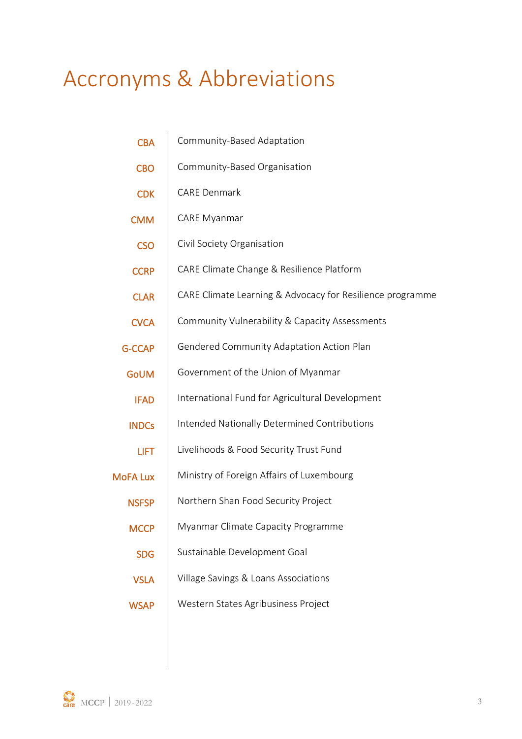# Accronyms & Abbreviations

| | |
|---|---|
| CBA | Community-Based Adaptation |
| CBO | Community-Based Organisation |
| CDK | CARE Denmark |
| CMM | CARE Myanmar |
| CSO | Civil Society Organisation |
| CCRP | CARE Climate Change & Resilience Platform |
| CLAR | CARE Climate Learning & Advocacy for Resilience programme |
| CVCA | Community Vulnerability & Capacity Assessments |
| G-CCAP | Gendered Community Adaptation Action Plan |
| GoUM | Government of the Union of Myanmar |
| IFAD | International Fund for Agricultural Development |
| INDCs | Intended Nationally Determined Contributions |
| LIFT | Livelihoods & Food Security Trust Fund |
| MoFA Lux | Ministry of Foreign Affairs of Luxembourg |
| NSFSP | Northern Shan Food Security Project |
| MCCP | Myanmar Climate Capacity Programme |
| SDG | Sustainable Development Goal |
| VSLA | Village Savings & Loans Associations |
| WSAP | Western States Agribusiness Project |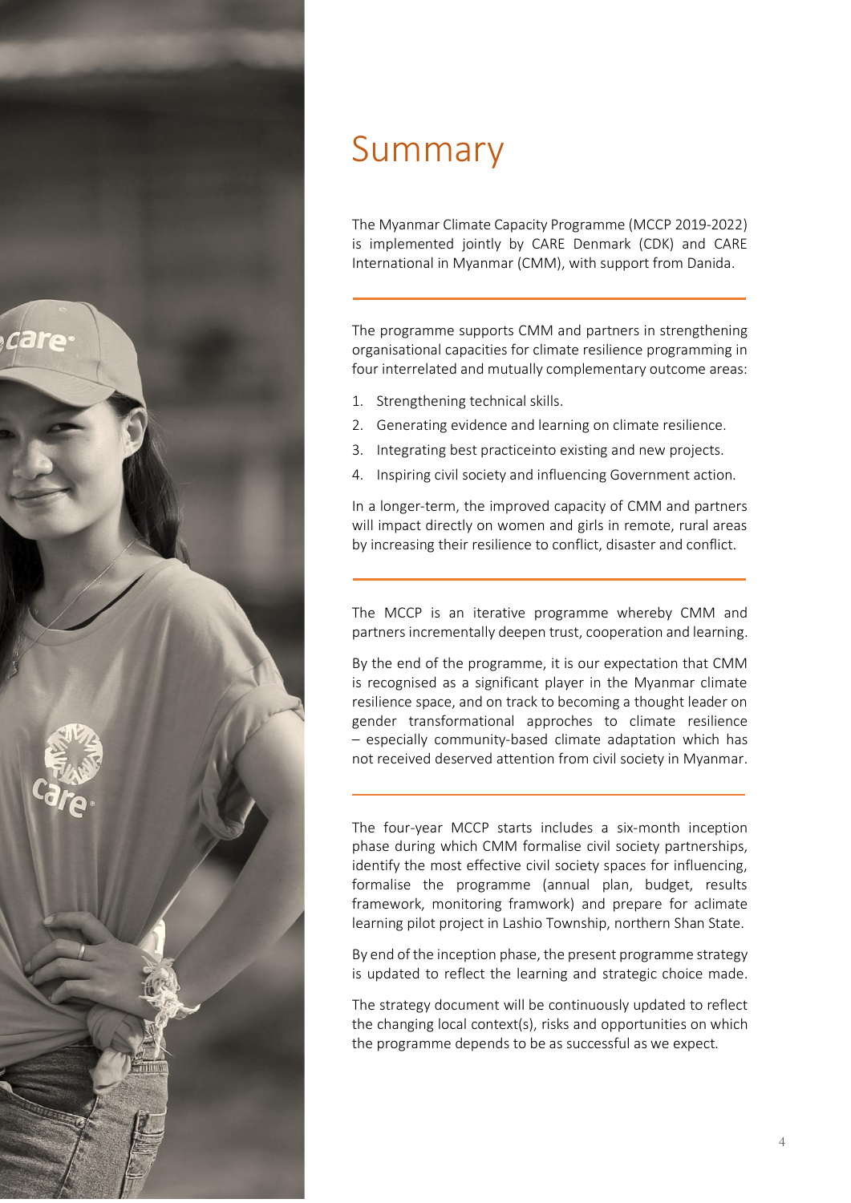# Summary

The Myanmar Climate Capacity Programme (MCCP 2019-2022) is implemented jointly by CARE Denmark (CDK) and CARE International in Myanmar (CMM), with support from Danida.

---

The programme supports CMM and partners in strengthening organisational capacities for climate resilience programming in four interrelated and mutually complementary outcome areas:

1. Strengthening technical skills.
2. Generating evidence and learning on climate resilience.
3. Integrating best practiceinto existing and new projects.
4. Inspiring civil society and influencing Government action.

In a longer-term, the improved capacity of CMM and partners will impact directly on women and girls in remote, rural areas by increasing their resilience to conflict, disaster and conflict.

---

The MCCP is an iterative programme whereby CMM and partners incrementally deepen trust, cooperation and learning.

By the end of the programme, it is our expectation that CMM is recognised as a significant player in the Myanmar climate resilience space, and on track to becoming a thought leader on gender transformational approches to climate resilience – especially community-based climate adaptation which has not received deserved attention from civil society in Myanmar.

---

The four-year MCCP starts includes a six-month inception phase during which CMM formalise civil society partnerships, identify the most effective civil society spaces for influencing, formalise the programme (annual plan, budget, results framework, monitoring framwork) and prepare for aclimate learning pilot project in Lashio Township, northern Shan State.

By end of the inception phase, the present programme strategy is updated to reflect the learning and strategic choice made.

The strategy document will be continuously updated to reflect the changing local context(s), risks and opportunities on which the programme depends to be as successful as we expect.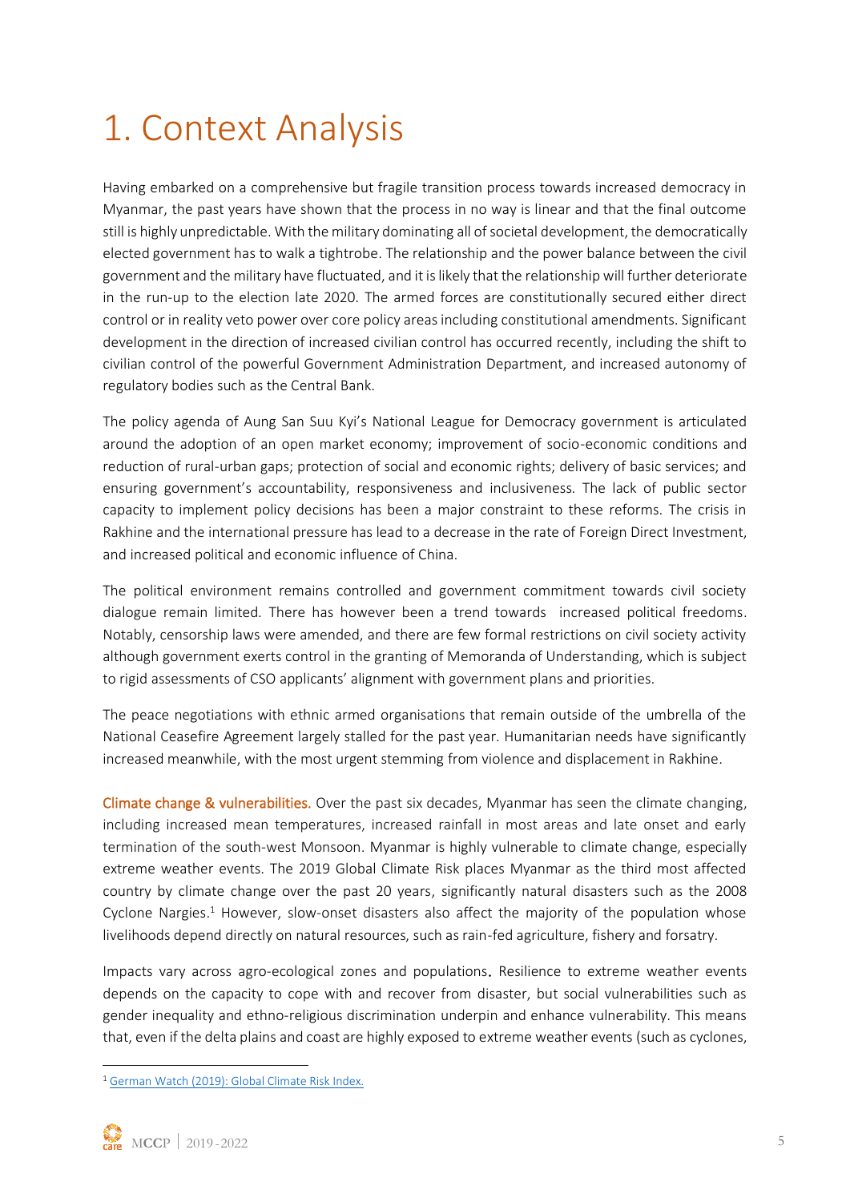# 1. Context Analysis

Having embarked on a comprehensive but fragile transition process towards increased democracy in Myanmar, the past years have shown that the process in no way is linear and that the final outcome still is highly unpredictable. With the military dominating all of societal development, the democratically elected government has to walk a tightrobe. The relationship and the power balance between the civil government and the military have fluctuated, and it is likely that the relationship will further deteriorate in the run-up to the election late 2020. The armed forces are constitutionally secured either direct control or in reality veto power over core policy areas including constitutional amendments. Significant development in the direction of increased civilian control has occurred recently, including the shift to civilian control of the powerful Government Administration Department, and increased autonomy of regulatory bodies such as the Central Bank.

The policy agenda of Aung San Suu Kyi's National League for Democracy government is articulated around the adoption of an open market economy; improvement of socio-economic conditions and reduction of rural-urban gaps; protection of social and economic rights; delivery of basic services; and ensuring government's accountability, responsiveness and inclusiveness. The lack of public sector capacity to implement policy decisions has been a major constraint to these reforms. The crisis in Rakhine and the international pressure has lead to a decrease in the rate of Foreign Direct Investment, and increased political and economic influence of China.

The political environment remains controlled and government commitment towards civil society dialogue remain limited. There has however been a trend towards increased political freedoms. Notably, censorship laws were amended, and there are few formal restrictions on civil society activity although government exerts control in the granting of Memoranda of Understanding, which is subject to rigid assessments of CSO applicants' alignment with government plans and priorities.

The peace negotiations with ethnic armed organisations that remain outside of the umbrella of the National Ceasefire Agreement largely stalled for the past year. Humanitarian needs have significantly increased meanwhile, with the most urgent stemming from violence and displacement in Rakhine.

**Climate change & vulnerabilities.** Over the past six decades, Myanmar has seen the climate changing, including increased mean temperatures, increased rainfall in most areas and late onset and early termination of the south-west Monsoon. Myanmar is highly vulnerable to climate change, especially extreme weather events. The 2019 Global Climate Risk places Myanmar as the third most affected country by climate change over the past 20 years, significantly natural disasters such as the 2008 Cyclone Nargies.[1] However, slow-onset disasters also affect the majority of the population whose livelihoods depend directly on natural resources, such as rain-fed agriculture, fishery and forsatry.

Impacts vary across agro-ecological zones and populations. Resilience to extreme weather events depends on the capacity to cope with and recover from disaster, but social vulnerabilities such as gender inequality and ethno-religious discrimination underpin and enhance vulnerability. This means that, even if the delta plains and coast are highly exposed to extreme weather events (such as cyclones,

[1] German Watch (2019): Global Climate Risk Index.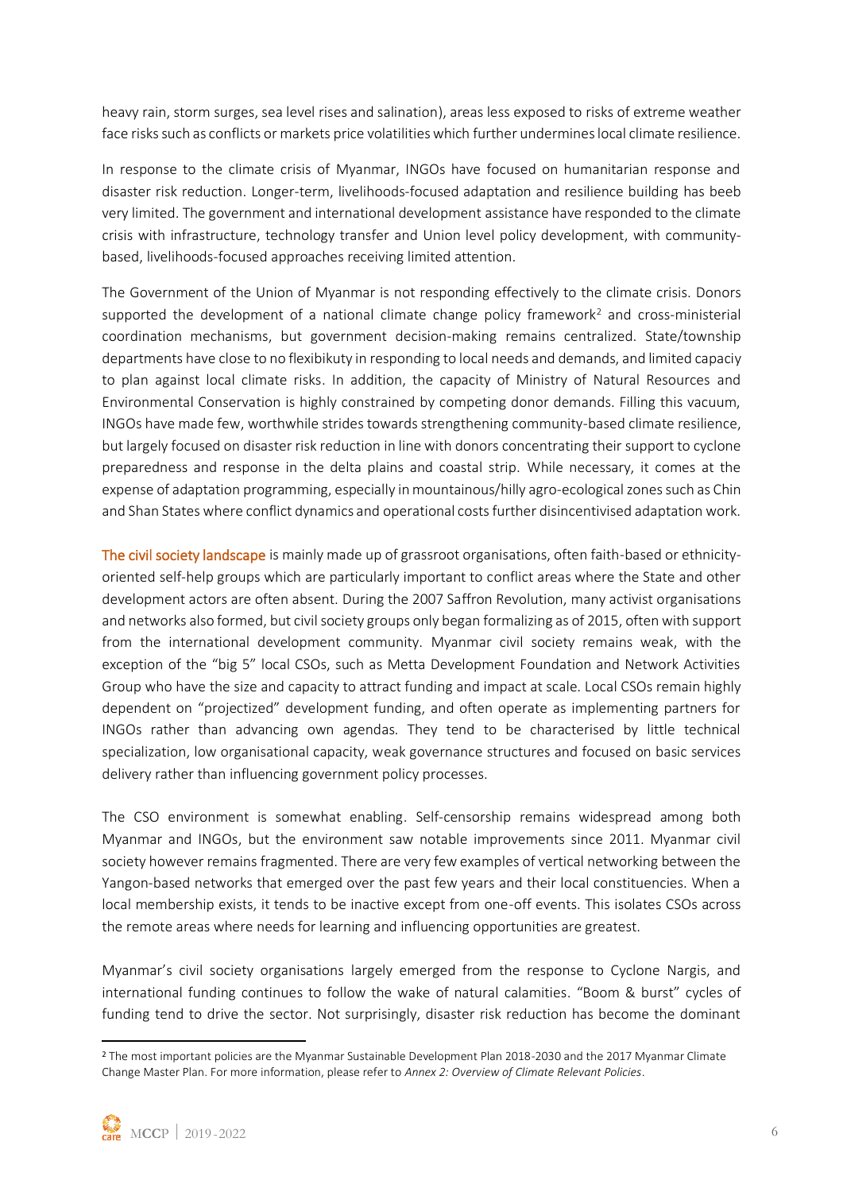heavy rain, storm surges, sea level rises and salination), areas less exposed to risks of extreme weather face risks such as conflicts or markets price volatilities which further undermines local climate resilience.

In response to the climate crisis of Myanmar, INGOs have focused on humanitarian response and disaster risk reduction. Longer-term, livelihoods-focused adaptation and resilience building has beeb very limited. The government and international development assistance have responded to the climate crisis with infrastructure, technology transfer and Union level policy development, with community-based, livelihoods-focused approaches receiving limited attention.

The Government of the Union of Myanmar is not responding effectively to the climate crisis. Donors supported the development of a national climate change policy framework[2] and cross-ministerial coordination mechanisms, but government decision-making remains centralized. State/township departments have close to no flexibikuty in responding to local needs and demands, and limited capaciy to plan against local climate risks. In addition, the capacity of Ministry of Natural Resources and Environmental Conservation is highly constrained by competing donor demands. Filling this vacuum, INGOs have made few, worthwhile strides towards strengthening community-based climate resilience, but largely focused on disaster risk reduction in line with donors concentrating their support to cyclone preparedness and response in the delta plains and coastal strip. While necessary, it comes at the expense of adaptation programming, especially in mountainous/hilly agro-ecological zones such as Chin and Shan States where conflict dynamics and operational costs further disincentivised adaptation work.

The civil society landscape is mainly made up of grassroot organisations, often faith-based or ethnicity-oriented self-help groups which are particularly important to conflict areas where the State and other development actors are often absent. During the 2007 Saffron Revolution, many activist organisations and networks also formed, but civil society groups only began formalizing as of 2015, often with support from the international development community. Myanmar civil society remains weak, with the exception of the "big 5" local CSOs, such as Metta Development Foundation and Network Activities Group who have the size and capacity to attract funding and impact at scale. Local CSOs remain highly dependent on "projectized" development funding, and often operate as implementing partners for INGOs rather than advancing own agendas. They tend to be characterised by little technical specialization, low organisational capacity, weak governance structures and focused on basic services delivery rather than influencing government policy processes.

The CSO environment is somewhat enabling. Self-censorship remains widespread among both Myanmar and INGOs, but the environment saw notable improvements since 2011. Myanmar civil society however remains fragmented. There are very few examples of vertical networking between the Yangon-based networks that emerged over the past few years and their local constituencies. When a local membership exists, it tends to be inactive except from one-off events. This isolates CSOs across the remote areas where needs for learning and influencing opportunities are greatest.

Myanmar's civil society organisations largely emerged from the response to Cyclone Nargis, and international funding continues to follow the wake of natural calamities. "Boom & burst" cycles of funding tend to drive the sector. Not surprisingly, disaster risk reduction has become the dominant

---

[2] The most important policies are the Myanmar Sustainable Development Plan 2018-2030 and the 2017 Myanmar Climate Change Master Plan. For more information, please refer to *Annex 2: Overview of Climate Relevant Policies*.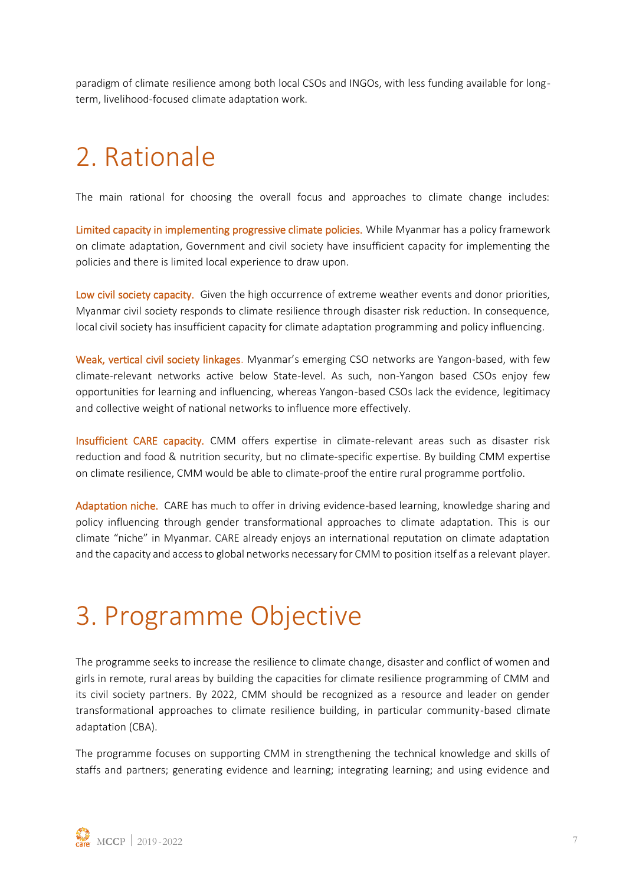paradigm of climate resilience among both local CSOs and INGOs, with less funding available for long-term, livelihood-focused climate adaptation work.

# 2. Rationale

The main rational for choosing the overall focus and approaches to climate change includes:

**Limited capacity in implementing progressive climate policies.** While Myanmar has a policy framework on climate adaptation, Government and civil society have insufficient capacity for implementing the policies and there is limited local experience to draw upon.

**Low civil society capacity.** Given the high occurrence of extreme weather events and donor priorities, Myanmar civil society responds to climate resilience through disaster risk reduction. In consequence, local civil society has insufficient capacity for climate adaptation programming and policy influencing.

**Weak, vertical civil society linkages.** Myanmar's emerging CSO networks are Yangon-based, with few climate-relevant networks active below State-level. As such, non-Yangon based CSOs enjoy few opportunities for learning and influencing, whereas Yangon-based CSOs lack the evidence, legitimacy and collective weight of national networks to influence more effectively.

**Insufficient CARE capacity.** CMM offers expertise in climate-relevant areas such as disaster risk reduction and food & nutrition security, but no climate-specific expertise. By building CMM expertise on climate resilience, CMM would be able to climate-proof the entire rural programme portfolio.

**Adaptation niche.** CARE has much to offer in driving evidence-based learning, knowledge sharing and policy influencing through gender transformational approaches to climate adaptation. This is our climate "niche" in Myanmar. CARE already enjoys an international reputation on climate adaptation and the capacity and access to global networks necessary for CMM to position itself as a relevant player.

# 3. Programme Objective

The programme seeks to increase the resilience to climate change, disaster and conflict of women and girls in remote, rural areas by building the capacities for climate resilience programming of CMM and its civil society partners. By 2022, CMM should be recognized as a resource and leader on gender transformational approaches to climate resilience building, in particular community-based climate adaptation (CBA).

The programme focuses on supporting CMM in strengthening the technical knowledge and skills of staffs and partners; generating evidence and learning; integrating learning; and using evidence and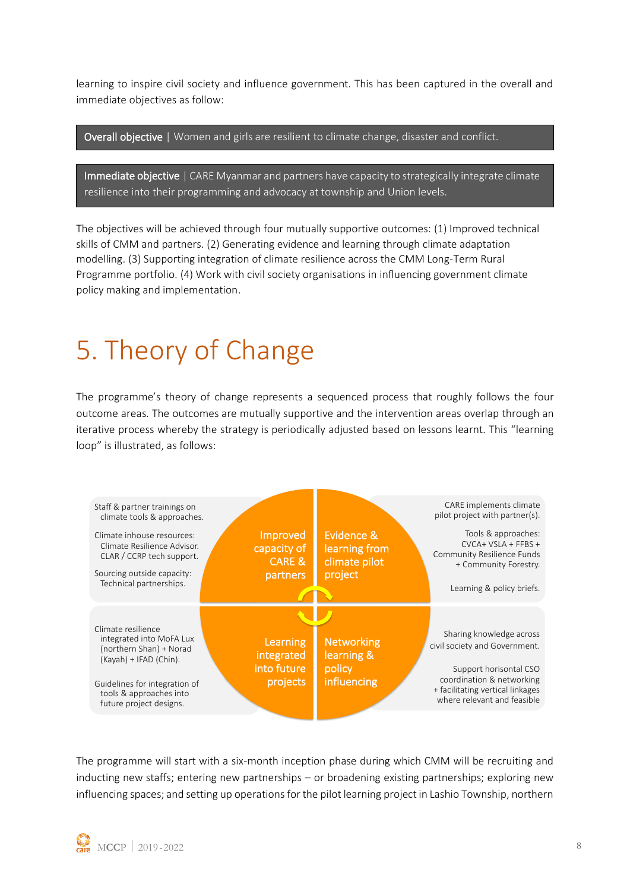learning to inspire civil society and influence government. This has been captured in the overall and immediate objectives as follow:

**Overall objective** | Women and girls are resilient to climate change, disaster and conflict.

**Immediate objective** | CARE Myanmar and partners have capacity to strategically integrate climate resilience into their programming and advocacy at township and Union levels.

The objectives will be achieved through four mutually supportive outcomes: (1) Improved technical skills of CMM and partners. (2) Generating evidence and learning through climate adaptation modelling. (3) Supporting integration of climate resilience across the CMM Long-Term Rural Programme portfolio. (4) Work with civil society organisations in influencing government climate policy making and implementation.

# 5. Theory of Change

The programme's theory of change represents a sequenced process that roughly follows the four outcome areas. The outcomes are mutually supportive and the intervention areas overlap through an iterative process whereby the strategy is periodically adjusted based on lessons learnt. This "learning loop" is illustrated, as follows:

**Improved capacity of CARE & partners**

- Staff & partner trainings on climate tools & approaches.
- Climate inhouse resources: Climate Resilience Advisor. CLAR / CCRP tech support.
- Sourcing outside capacity: Technical partnerships.

**Evidence & learning from climate pilot project**

- CARE implements climate pilot project with partner(s).
- Tools & approaches: CVCA+ VSLA + FFBS + Community Resilience Funds + Community Forestry.
- Learning & policy briefs.

**Learning integrated into future projects**

- Climate resilience integrated into MoFA Lux (northern Shan) + Norad (Kayah) + IFAD (Chin).
- Guidelines for integration of tools & approaches into future project designs.

**Networking learning & policy influencing**

- Sharing knowledge across civil society and Government.
- Support horisontal CSO coordination & networking + facilitating vertical linkages where relevant and feasible

The programme will start with a six-month inception phase during which CMM will be recruiting and inducting new staffs; entering new partnerships – or broadening existing partnerships; exploring new influencing spaces; and setting up operations for the pilot learning project in Lashio Township, northern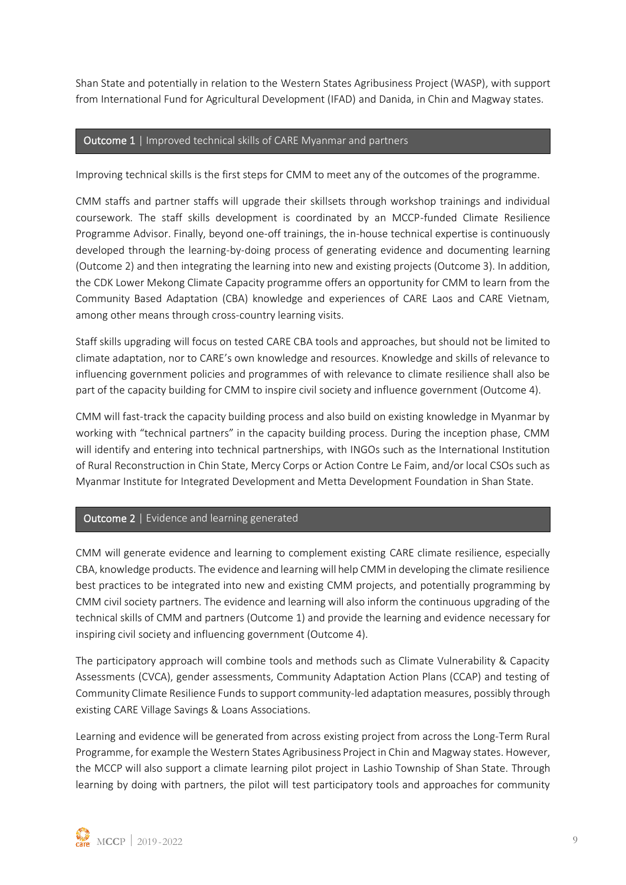Shan State and potentially in relation to the Western States Agribusiness Project (WASP), with support from International Fund for Agricultural Development (IFAD) and Danida, in Chin and Magway states.

## **Outcome 1** | Improved technical skills of CARE Myanmar and partners

Improving technical skills is the first steps for CMM to meet any of the outcomes of the programme.

CMM staffs and partner staffs will upgrade their skillsets through workshop trainings and individual coursework. The staff skills development is coordinated by an MCCP-funded Climate Resilience Programme Advisor. Finally, beyond one-off trainings, the in-house technical expertise is continuously developed through the learning-by-doing process of generating evidence and documenting learning (Outcome 2) and then integrating the learning into new and existing projects (Outcome 3). In addition, the CDK Lower Mekong Climate Capacity programme offers an opportunity for CMM to learn from the Community Based Adaptation (CBA) knowledge and experiences of CARE Laos and CARE Vietnam, among other means through cross-country learning visits.

Staff skills upgrading will focus on tested CARE CBA tools and approaches, but should not be limited to climate adaptation, nor to CARE's own knowledge and resources. Knowledge and skills of relevance to influencing government policies and programmes of with relevance to climate resilience shall also be part of the capacity building for CMM to inspire civil society and influence government (Outcome 4).

CMM will fast-track the capacity building process and also build on existing knowledge in Myanmar by working with "technical partners" in the capacity building process. During the inception phase, CMM will identify and entering into technical partnerships, with INGOs such as the International Institution of Rural Reconstruction in Chin State, Mercy Corps or Action Contre Le Faim, and/or local CSOs such as Myanmar Institute for Integrated Development and Metta Development Foundation in Shan State.

## **Outcome 2** | Evidence and learning generated

CMM will generate evidence and learning to complement existing CARE climate resilience, especially CBA, knowledge products. The evidence and learning will help CMM in developing the climate resilience best practices to be integrated into new and existing CMM projects, and potentially programming by CMM civil society partners. The evidence and learning will also inform the continuous upgrading of the technical skills of CMM and partners (Outcome 1) and provide the learning and evidence necessary for inspiring civil society and influencing government (Outcome 4).

The participatory approach will combine tools and methods such as Climate Vulnerability & Capacity Assessments (CVCA), gender assessments, Community Adaptation Action Plans (CCAP) and testing of Community Climate Resilience Funds to support community-led adaptation measures, possibly through existing CARE Village Savings & Loans Associations.

Learning and evidence will be generated from across existing project from across the Long-Term Rural Programme, for example the Western States Agribusiness Project in Chin and Magway states. However, the MCCP will also support a climate learning pilot project in Lashio Township of Shan State. Through learning by doing with partners, the pilot will test participatory tools and approaches for community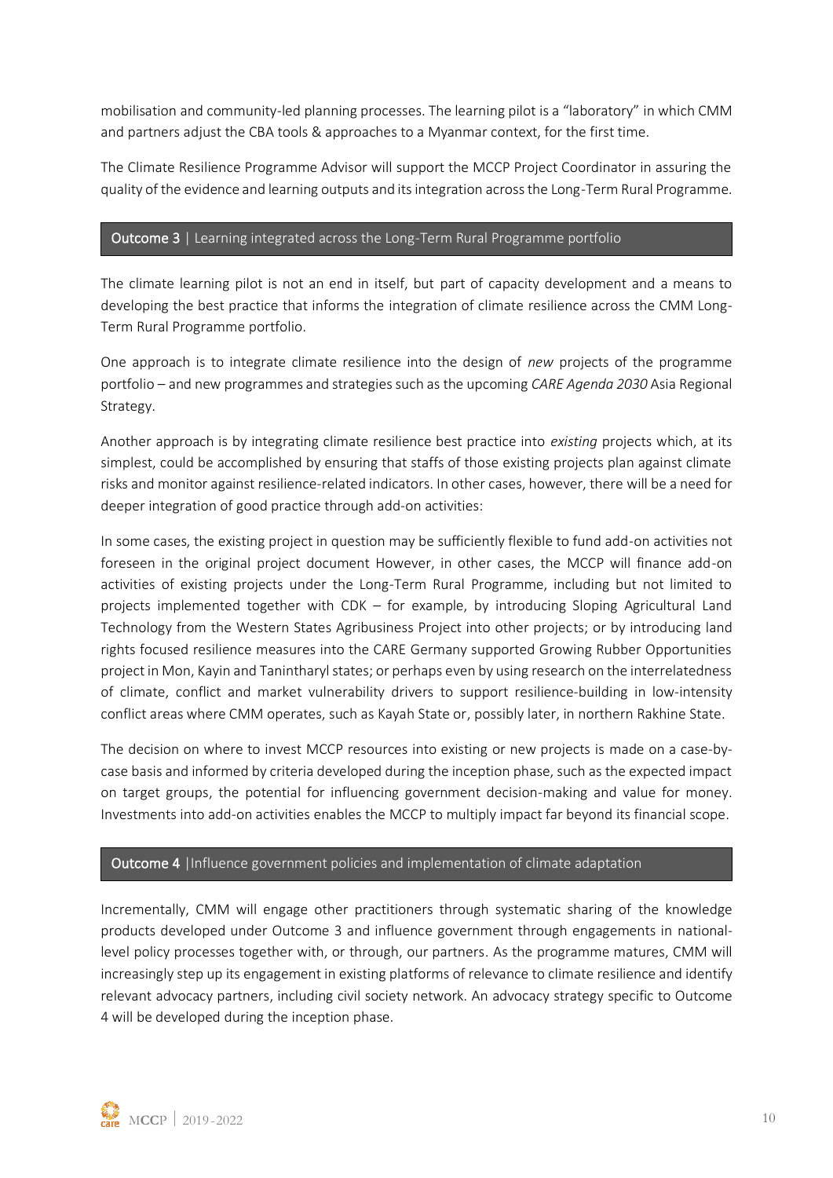mobilisation and community-led planning processes. The learning pilot is a "laboratory" in which CMM and partners adjust the CBA tools & approaches to a Myanmar context, for the first time.

The Climate Resilience Programme Advisor will support the MCCP Project Coordinator in assuring the quality of the evidence and learning outputs and its integration across the Long-Term Rural Programme.

## Outcome 3 | Learning integrated across the Long-Term Rural Programme portfolio

The climate learning pilot is not an end in itself, but part of capacity development and a means to developing the best practice that informs the integration of climate resilience across the CMM Long-Term Rural Programme portfolio.

One approach is to integrate climate resilience into the design of *new* projects of the programme portfolio – and new programmes and strategies such as the upcoming *CARE Agenda 2030* Asia Regional Strategy.

Another approach is by integrating climate resilience best practice into *existing* projects which, at its simplest, could be accomplished by ensuring that staffs of those existing projects plan against climate risks and monitor against resilience-related indicators. In other cases, however, there will be a need for deeper integration of good practice through add-on activities:

In some cases, the existing project in question may be sufficiently flexible to fund add-on activities not foreseen in the original project document However, in other cases, the MCCP will finance add-on activities of existing projects under the Long-Term Rural Programme, including but not limited to projects implemented together with CDK – for example, by introducing Sloping Agricultural Land Technology from the Western States Agribusiness Project into other projects; or by introducing land rights focused resilience measures into the CARE Germany supported Growing Rubber Opportunities project in Mon, Kayin and Tanintharyl states; or perhaps even by using research on the interrelatedness of climate, conflict and market vulnerability drivers to support resilience-building in low-intensity conflict areas where CMM operates, such as Kayah State or, possibly later, in northern Rakhine State.

The decision on where to invest MCCP resources into existing or new projects is made on a case-by-case basis and informed by criteria developed during the inception phase, such as the expected impact on target groups, the potential for influencing government decision-making and value for money. Investments into add-on activities enables the MCCP to multiply impact far beyond its financial scope.

## Outcome 4 |Influence government policies and implementation of climate adaptation

Incrementally, CMM will engage other practitioners through systematic sharing of the knowledge products developed under Outcome 3 and influence government through engagements in national-level policy processes together with, or through, our partners. As the programme matures, CMM will increasingly step up its engagement in existing platforms of relevance to climate resilience and identify relevant advocacy partners, including civil society network. An advocacy strategy specific to Outcome 4 will be developed during the inception phase.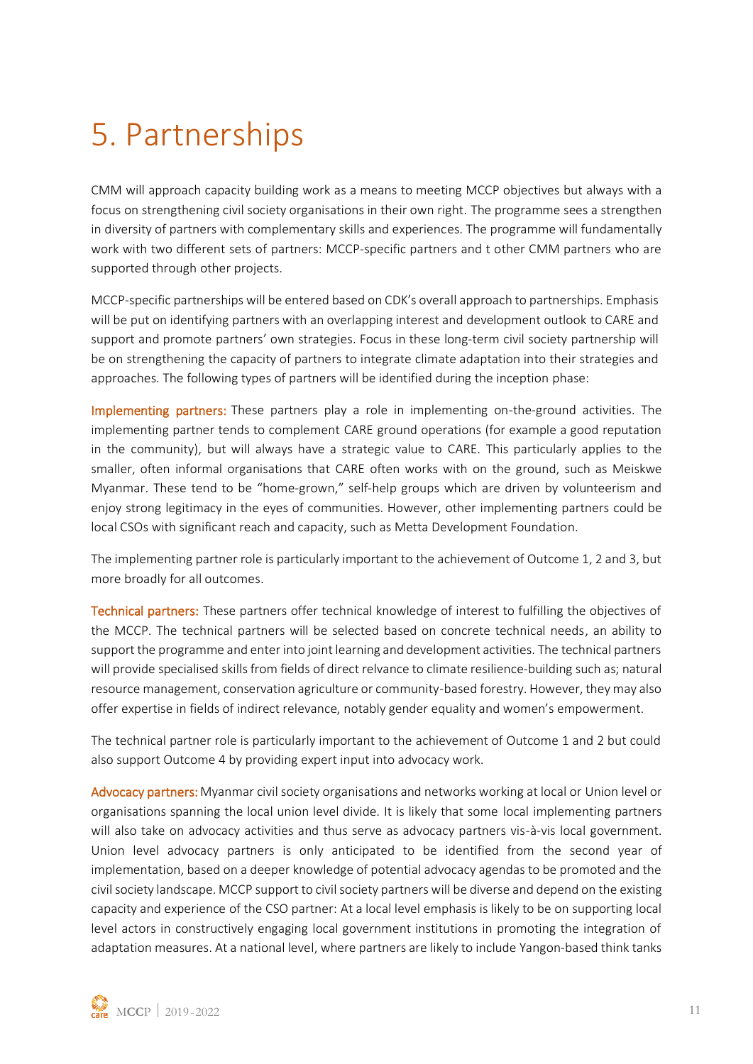# 5. Partnerships

CMM will approach capacity building work as a means to meeting MCCP objectives but always with a focus on strengthening civil society organisations in their own right. The programme sees a strengthen in diversity of partners with complementary skills and experiences. The programme will fundamentally work with two different sets of partners: MCCP-specific partners and t other CMM partners who are supported through other projects.

MCCP-specific partnerships will be entered based on CDK's overall approach to partnerships. Emphasis will be put on identifying partners with an overlapping interest and development outlook to CARE and support and promote partners' own strategies. Focus in these long-term civil society partnership will be on strengthening the capacity of partners to integrate climate adaptation into their strategies and approaches. The following types of partners will be identified during the inception phase:

**Implementing partners:** These partners play a role in implementing on-the-ground activities. The implementing partner tends to complement CARE ground operations (for example a good reputation in the community), but will always have a strategic value to CARE. This particularly applies to the smaller, often informal organisations that CARE often works with on the ground, such as Meiskwe Myanmar. These tend to be "home-grown," self-help groups which are driven by volunteerism and enjoy strong legitimacy in the eyes of communities. However, other implementing partners could be local CSOs with significant reach and capacity, such as Metta Development Foundation.

The implementing partner role is particularly important to the achievement of Outcome 1, 2 and 3, but more broadly for all outcomes.

**Technical partners:** These partners offer technical knowledge of interest to fulfilling the objectives of the MCCP. The technical partners will be selected based on concrete technical needs, an ability to support the programme and enter into joint learning and development activities. The technical partners will provide specialised skills from fields of direct relvance to climate resilience-building such as; natural resource management, conservation agriculture or community-based forestry. However, they may also offer expertise in fields of indirect relevance, notably gender equality and women's empowerment.

The technical partner role is particularly important to the achievement of Outcome 1 and 2 but could also support Outcome 4 by providing expert input into advocacy work.

**Advocacy partners:** Myanmar civil society organisations and networks working at local or Union level or organisations spanning the local union level divide. It is likely that some local implementing partners will also take on advocacy activities and thus serve as advocacy partners vis-à-vis local government. Union level advocacy partners is only anticipated to be identified from the second year of implementation, based on a deeper knowledge of potential advocacy agendas to be promoted and the civil society landscape. MCCP support to civil society partners will be diverse and depend on the existing capacity and experience of the CSO partner: At a local level emphasis is likely to be on supporting local level actors in constructively engaging local government institutions in promoting the integration of adaptation measures. At a national level, where partners are likely to include Yangon-based think tanks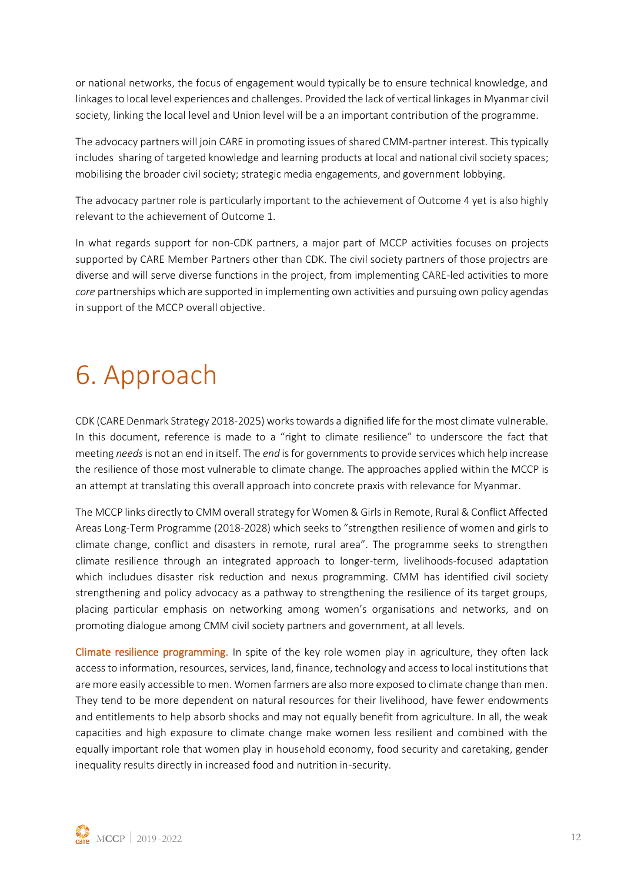or national networks, the focus of engagement would typically be to ensure technical knowledge, and linkages to local level experiences and challenges. Provided the lack of vertical linkages in Myanmar civil society, linking the local level and Union level will be a an important contribution of the programme.

The advocacy partners will join CARE in promoting issues of shared CMM-partner interest. This typically includes sharing of targeted knowledge and learning products at local and national civil society spaces; mobilising the broader civil society; strategic media engagements, and government lobbying.

The advocacy partner role is particularly important to the achievement of Outcome 4 yet is also highly relevant to the achievement of Outcome 1.

In what regards support for non-CDK partners, a major part of MCCP activities focuses on projects supported by CARE Member Partners other than CDK. The civil society partners of those projectrs are diverse and will serve diverse functions in the project, from implementing CARE-led activities to more *core* partnerships which are supported in implementing own activities and pursuing own policy agendas in support of the MCCP overall objective.

# 6. Approach

CDK (CARE Denmark Strategy 2018-2025) works towards a dignified life for the most climate vulnerable. In this document, reference is made to a "right to climate resilience" to underscore the fact that meeting *needs* is not an end in itself. The *end* is for governments to provide services which help increase the resilience of those most vulnerable to climate change. The approaches applied within the MCCP is an attempt at translating this overall approach into concrete praxis with relevance for Myanmar.

The MCCP links directly to CMM overall strategy for Women & Girls in Remote, Rural & Conflict Affected Areas Long-Term Programme (2018-2028) which seeks to "strengthen resilience of women and girls to climate change, conflict and disasters in remote, rural area". The programme seeks to strengthen climate resilience through an integrated approach to longer-term, livelihoods-focused adaptation which includues disaster risk reduction and nexus programming. CMM has identified civil society strengthening and policy advocacy as a pathway to strengthening the resilience of its target groups, placing particular emphasis on networking among women's organisations and networks, and on promoting dialogue among CMM civil society partners and government, at all levels.

**Climate resilience programming.** In spite of the key role women play in agriculture, they often lack access to information, resources, services, land, finance, technology and access to local institutions that are more easily accessible to men. Women farmers are also more exposed to climate change than men. They tend to be more dependent on natural resources for their livelihood, have fewer endowments and entitlements to help absorb shocks and may not equally benefit from agriculture. In all, the weak capacities and high exposure to climate change make women less resilient and combined with the equally important role that women play in household economy, food security and caretaking, gender inequality results directly in increased food and nutrition in-security.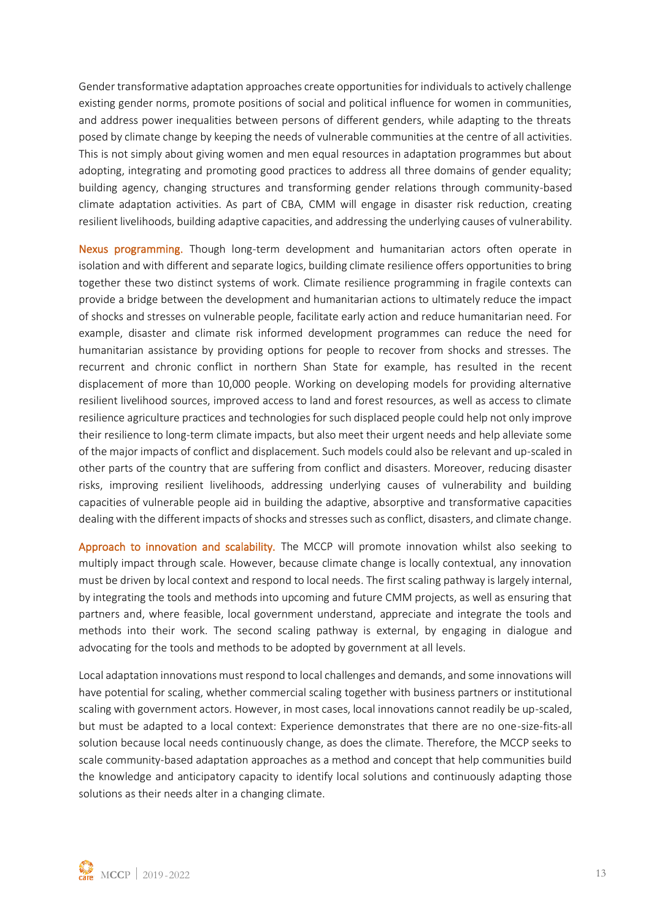Gender transformative adaptation approaches create opportunities for individuals to actively challenge existing gender norms, promote positions of social and political influence for women in communities, and address power inequalities between persons of different genders, while adapting to the threats posed by climate change by keeping the needs of vulnerable communities at the centre of all activities. This is not simply about giving women and men equal resources in adaptation programmes but about adopting, integrating and promoting good practices to address all three domains of gender equality; building agency, changing structures and transforming gender relations through community-based climate adaptation activities. As part of CBA, CMM will engage in disaster risk reduction, creating resilient livelihoods, building adaptive capacities, and addressing the underlying causes of vulnerability.

**Nexus programming.** Though long-term development and humanitarian actors often operate in isolation and with different and separate logics, building climate resilience offers opportunities to bring together these two distinct systems of work. Climate resilience programming in fragile contexts can provide a bridge between the development and humanitarian actions to ultimately reduce the impact of shocks and stresses on vulnerable people, facilitate early action and reduce humanitarian need. For example, disaster and climate risk informed development programmes can reduce the need for humanitarian assistance by providing options for people to recover from shocks and stresses. The recurrent and chronic conflict in northern Shan State for example, has resulted in the recent displacement of more than 10,000 people. Working on developing models for providing alternative resilient livelihood sources, improved access to land and forest resources, as well as access to climate resilience agriculture practices and technologies for such displaced people could help not only improve their resilience to long-term climate impacts, but also meet their urgent needs and help alleviate some of the major impacts of conflict and displacement. Such models could also be relevant and up-scaled in other parts of the country that are suffering from conflict and disasters. Moreover, reducing disaster risks, improving resilient livelihoods, addressing underlying causes of vulnerability and building capacities of vulnerable people aid in building the adaptive, absorptive and transformative capacities dealing with the different impacts of shocks and stresses such as conflict, disasters, and climate change.

**Approach to innovation and scalability.** The MCCP will promote innovation whilst also seeking to multiply impact through scale. However, because climate change is locally contextual, any innovation must be driven by local context and respond to local needs. The first scaling pathway is largely internal, by integrating the tools and methods into upcoming and future CMM projects, as well as ensuring that partners and, where feasible, local government understand, appreciate and integrate the tools and methods into their work. The second scaling pathway is external, by engaging in dialogue and advocating for the tools and methods to be adopted by government at all levels.

Local adaptation innovations must respond to local challenges and demands, and some innovations will have potential for scaling, whether commercial scaling together with business partners or institutional scaling with government actors. However, in most cases, local innovations cannot readily be up-scaled, but must be adapted to a local context: Experience demonstrates that there are no one-size-fits-all solution because local needs continuously change, as does the climate. Therefore, the MCCP seeks to scale community-based adaptation approaches as a method and concept that help communities build the knowledge and anticipatory capacity to identify local solutions and continuously adapting those solutions as their needs alter in a changing climate.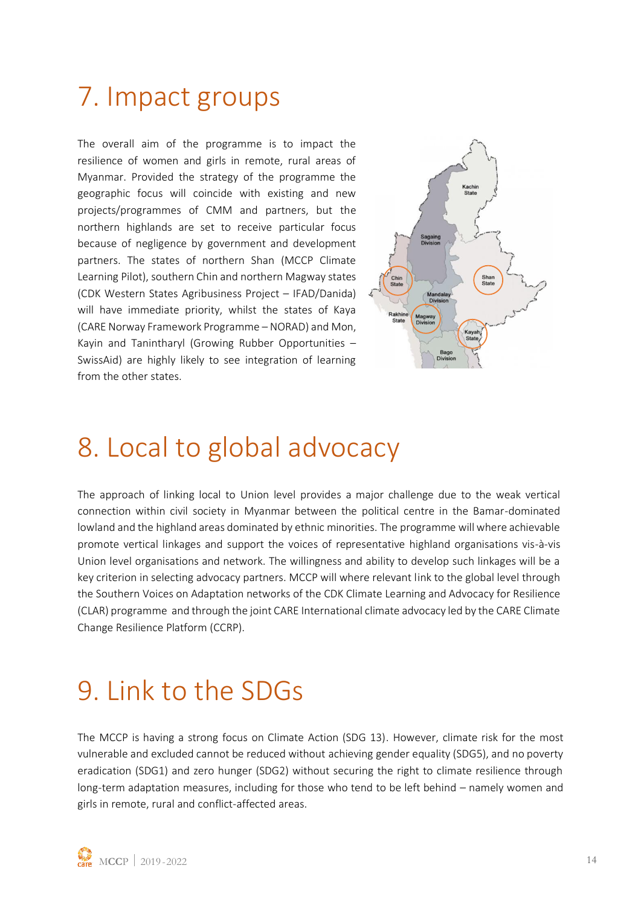# 7. Impact groups

The overall aim of the programme is to impact the resilience of women and girls in remote, rural areas of Myanmar. Provided the strategy of the programme the geographic focus will coincide with existing and new projects/programmes of CMM and partners, but the northern highlands are set to receive particular focus because of negligence by government and development partners. The states of northern Shan (MCCP Climate Learning Pilot), southern Chin and northern Magway states (CDK Western States Agribusiness Project – IFAD/Danida) will have immediate priority, whilst the states of Kaya (CARE Norway Framework Programme – NORAD) and Mon, Kayin and Tanintharyl (Growing Rubber Opportunities – SwissAid) are highly likely to see integration of learning from the other states.

# 8. Local to global advocacy

The approach of linking local to Union level provides a major challenge due to the weak vertical connection within civil society in Myanmar between the political centre in the Bamar-dominated lowland and the highland areas dominated by ethnic minorities. The programme will where achievable promote vertical linkages and support the voices of representative highland organisations vis-à-vis Union level organisations and network. The willingness and ability to develop such linkages will be a key criterion in selecting advocacy partners. MCCP will where relevant link to the global level through the Southern Voices on Adaptation networks of the CDK Climate Learning and Advocacy for Resilience (CLAR) programme and through the joint CARE International climate advocacy led by the CARE Climate Change Resilience Platform (CCRP).

# 9. Link to the SDGs

The MCCP is having a strong focus on Climate Action (SDG 13). However, climate risk for the most vulnerable and excluded cannot be reduced without achieving gender equality (SDG5), and no poverty eradication (SDG1) and zero hunger (SDG2) without securing the right to climate resilience through long-term adaptation measures, including for those who tend to be left behind – namely women and girls in remote, rural and conflict-affected areas.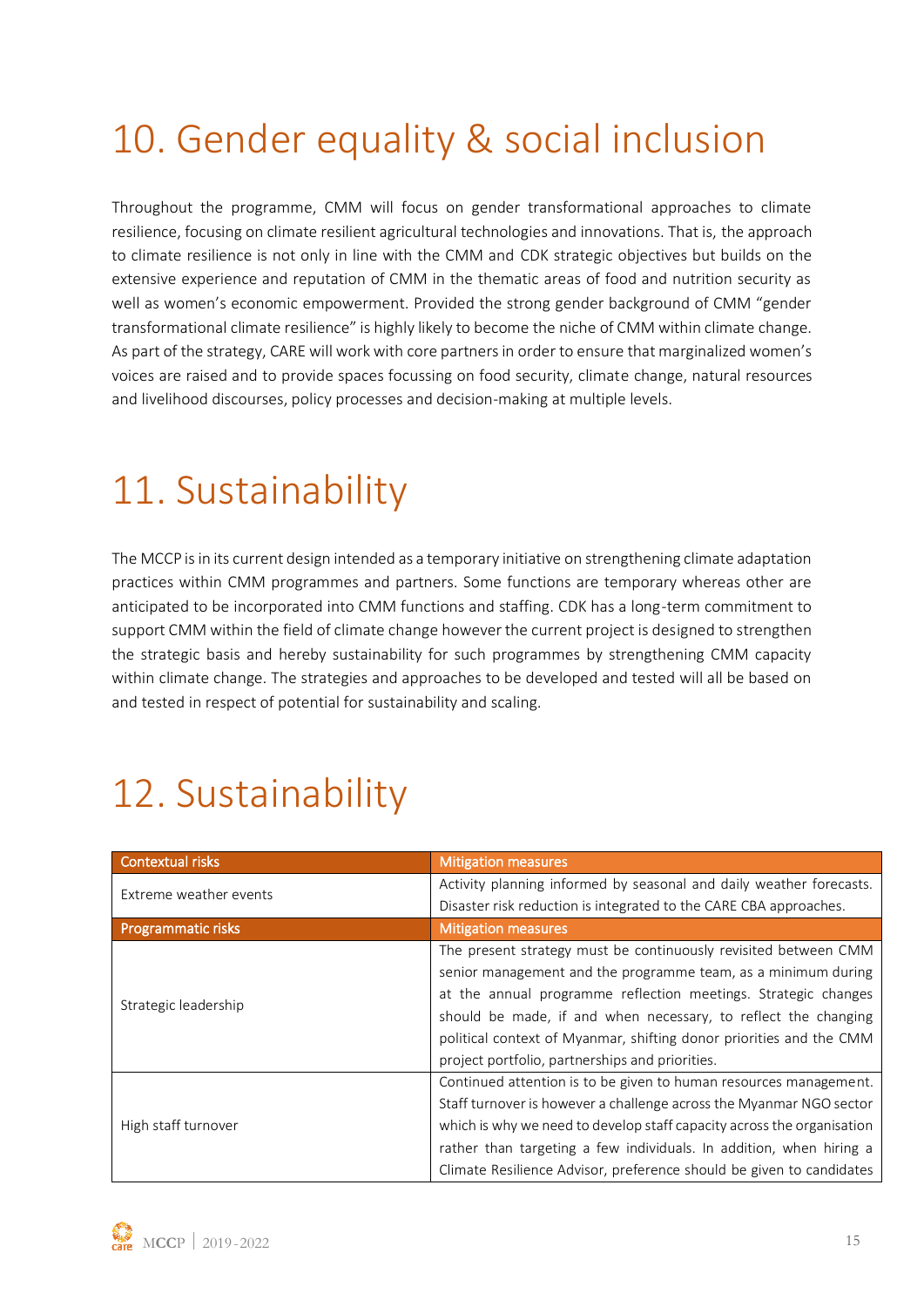# 10. Gender equality & social inclusion

Throughout the programme, CMM will focus on gender transformational approaches to climate resilience, focusing on climate resilient agricultural technologies and innovations. That is, the approach to climate resilience is not only in line with the CMM and CDK strategic objectives but builds on the extensive experience and reputation of CMM in the thematic areas of food and nutrition security as well as women's economic empowerment. Provided the strong gender background of CMM "gender transformational climate resilience" is highly likely to become the niche of CMM within climate change. As part of the strategy, CARE will work with core partners in order to ensure that marginalized women's voices are raised and to provide spaces focussing on food security, climate change, natural resources and livelihood discourses, policy processes and decision-making at multiple levels.

# 11. Sustainability

The MCCP is in its current design intended as a temporary initiative on strengthening climate adaptation practices within CMM programmes and partners. Some functions are temporary whereas other are anticipated to be incorporated into CMM functions and staffing. CDK has a long-term commitment to support CMM within the field of climate change however the current project is designed to strengthen the strategic basis and hereby sustainability for such programmes by strengthening CMM capacity within climate change. The strategies and approaches to be developed and tested will all be based on and tested in respect of potential for sustainability and scaling.

# 12. Sustainability

| Contextual risks | Mitigation measures |
|---|---|
| Extreme weather events | Activity planning informed by seasonal and daily weather forecasts. Disaster risk reduction is integrated to the CARE CBA approaches. |
| **Programmatic risks** | **Mitigation measures** |
| Strategic leadership | The present strategy must be continuously revisited between CMM senior management and the programme team, as a minimum during at the annual programme reflection meetings. Strategic changes should be made, if and when necessary, to reflect the changing political context of Myanmar, shifting donor priorities and the CMM project portfolio, partnerships and priorities. |
| High staff turnover | Continued attention is to be given to human resources management. Staff turnover is however a challenge across the Myanmar NGO sector which is why we need to develop staff capacity across the organisation rather than targeting a few individuals. In addition, when hiring a Climate Resilience Advisor, preference should be given to candidates |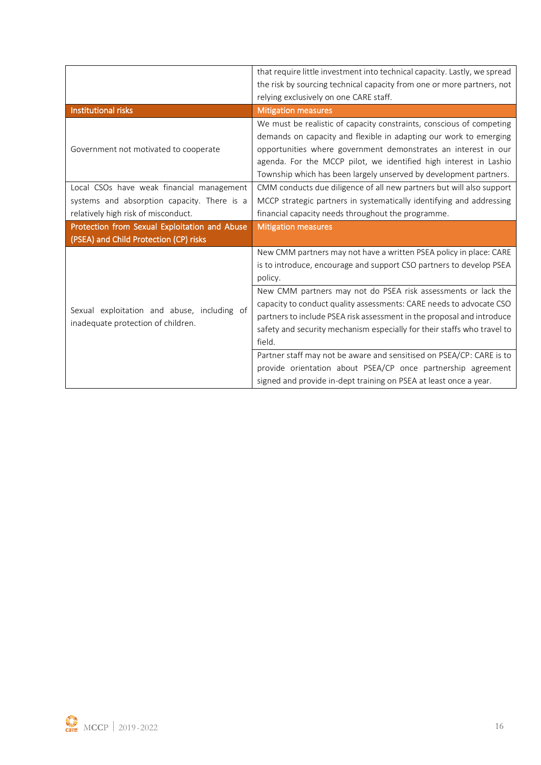| | |
|---|---|
| | that require little investment into technical capacity. Lastly, we spread the risk by sourcing technical capacity from one or more partners, not relying exclusively on one CARE staff. |
| **Institutional risks** | **Mitigation measures** |
| Government not motivated to cooperate | We must be realistic of capacity constraints, conscious of competing demands on capacity and flexible in adapting our work to emerging opportunities where government demonstrates an interest in our agenda. For the MCCP pilot, we identified high interest in Lashio Township which has been largely unserved by development partners. |
| Local CSOs have weak financial management systems and absorption capacity. There is a relatively high risk of misconduct. | CMM conducts due diligence of all new partners but will also support MCCP strategic partners in systematically identifying and addressing financial capacity needs throughout the programme. |
| **Protection from Sexual Exploitation and Abuse (PSEA) and Child Protection (CP) risks** | **Mitigation measures** |
| Sexual exploitation and abuse, including of inadequate protection of children. | New CMM partners may not have a written PSEA policy in place: CARE is to introduce, encourage and support CSO partners to develop PSEA policy. |
| | New CMM partners may not do PSEA risk assessments or lack the capacity to conduct quality assessments: CARE needs to advocate CSO partners to include PSEA risk assessment in the proposal and introduce safety and security mechanism especially for their staffs who travel to field. |
| | Partner staff may not be aware and sensitised on PSEA/CP: CARE is to provide orientation about PSEA/CP once partnership agreement signed and provide in-dept training on PSEA at least once a year. |